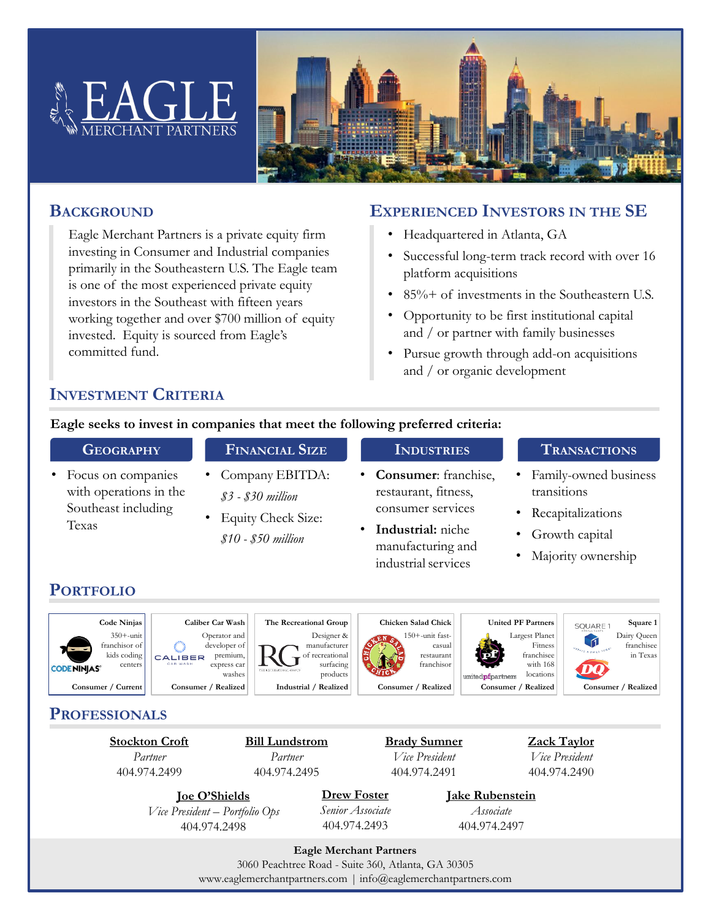# EAGLE
MERCHANT PARTNERS

## Background

Eagle Merchant Partners is a private equity firm investing in Consumer and Industrial companies primarily in the Southeastern U.S. The Eagle team is one of the most experienced private equity investors in the Southeast with fifteen years working together and over $700 million of equity invested. Equity is sourced from Eagle's committed fund.

## Experienced Investors in the SE

- Headquartered in Atlanta, GA
- Successful long-term track record with over 16 platform acquisitions
- 85%+ of investments in the Southeastern U.S.
- Opportunity to be first institutional capital and / or partner with family businesses
- Pursue growth through add-on acquisitions and / or organic development

## Investment Criteria

**Eagle seeks to invest in companies that meet the following preferred criteria:**

### Geography

- Focus on companies with operations in the Southeast including Texas

### Financial Size

- Company EBITDA: *$3 - $30 million*
- Equity Check Size: *$10 - $50 million*

### Industries

- **Consumer**: franchise, restaurant, fitness, consumer services
- **Industrial:** niche manufacturing and industrial services

### Transactions

- Family-owned business transitions
- Recapitalizations
- Growth capital
- Majority ownership

## Portfolio

| Company | Description | Sector / Status |
|---|---|---|
| Code Ninjas | 350+-unit franchisor of kids coding centers | Consumer / Current |
| Caliber Car Wash | Operator and developer of premium, express car washes | Consumer / Realized |
| The Recreational Group | Designer & manufacturer of recreational surfacing products | Industrial / Realized |
| Chicken Salad Chick | 150+-unit fast-casual restaurant franchisor | Consumer / Realized |
| United PF Partners | Largest Planet Fitness franchisee with 168 locations | Consumer / Realized |
| Square 1 | Dairy Queen franchisee in Texas | Consumer / Realized |

## Professionals

**Stockton Croft**
*Partner*
404.974.2499

**Bill Lundstrom**
*Partner*
404.974.2495

**Brady Sumner**
*Vice President*
404.974.2491

**Zack Taylor**
*Vice President*
404.974.2490

**Joe O'Shields**
*Vice President – Portfolio Ops*
404.974.2498

**Drew Foster**
*Senior Associate*
404.974.2493

**Jake Rubenstein**
*Associate*
404.974.2497

**Eagle Merchant Partners**
3060 Peachtree Road - Suite 360, Atlanta, GA 30305
www.eaglemerchantpartners.com | info@eaglemerchantpartners.com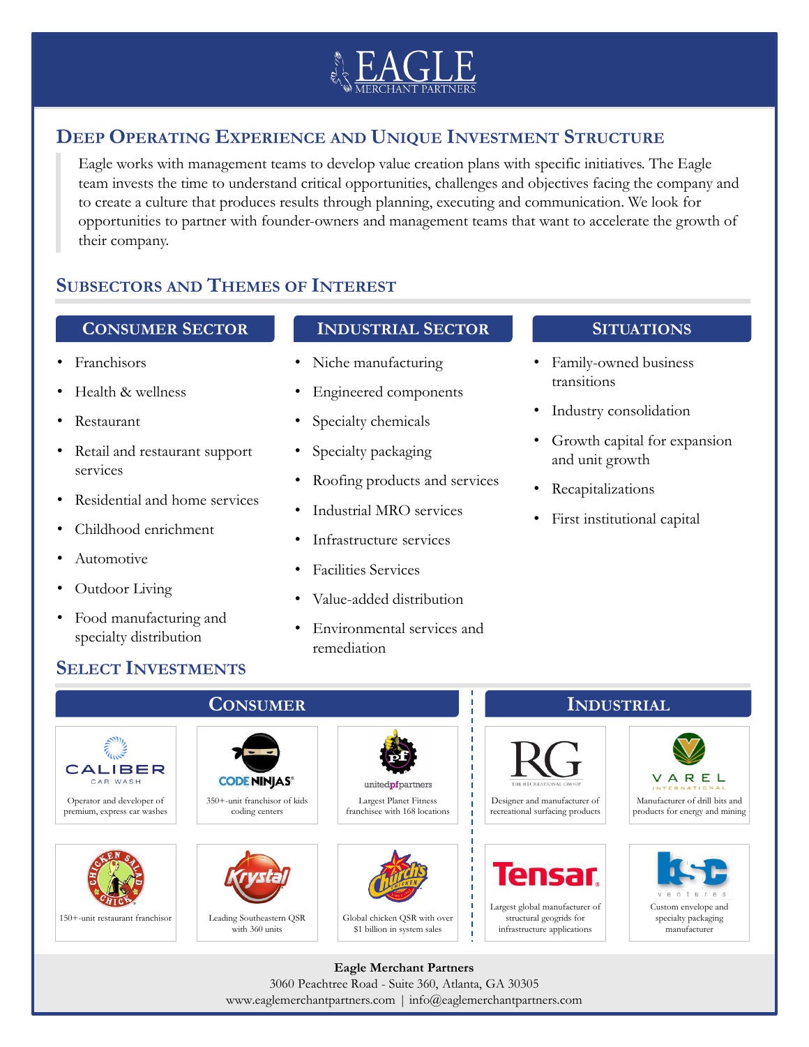## Deep Operating Experience and Unique Investment Structure

Eagle works with management teams to develop value creation plans with specific initiatives. The Eagle team invests the time to understand critical opportunities, challenges and objectives facing the company and to create a culture that produces results through planning, executing and communication. We look for opportunities to partner with founder-owners and management teams that want to accelerate the growth of their company.

## Subsectors and Themes of Interest

### Consumer Sector

- Franchisors
- Health & wellness
- Restaurant
- Retail and restaurant support services
- Residential and home services
- Childhood enrichment
- Automotive
- Outdoor Living
- Food manufacturing and specialty distribution

### Industrial Sector

- Niche manufacturing
- Engineered components
- Specialty chemicals
- Specialty packaging
- Roofing products and services
- Industrial MRO services
- Infrastructure services
- Facilities Services
- Value-added distribution
- Environmental services and remediation

### Situations

- Family-owned business transitions
- Industry consolidation
- Growth capital for expansion and unit growth
- Recapitalizations
- First institutional capital

## Select Investments

### Consumer

- **Caliber Car Wash** – Operator and developer of premium, express car washes
- **Code Ninjas** – 350+-unit franchisor of kids coding centers
- **united pf partners** – Largest Planet Fitness franchisee with 168 locations
- **Chicken Salad Chick** – 150+-unit restaurant franchisor
- **Krystal** – Leading Southeastern QSR with 360 units
- **Church's Chicken** – Global chicken QSR with over $1 billion in system sales

### Industrial

- **RG The Recreational Group** – Designer and manufacturer of recreational surfacing products
- **Varel International** – Manufacturer of drill bits and products for energy and mining
- **Tensar** – Largest global manufacturer of structural geogrids for infrastructure applications
- **BSC Ventures** – Custom envelope and specialty packaging manufacturer

**Eagle Merchant Partners**
3060 Peachtree Road - Suite 360, Atlanta, GA 30305
www.eaglemerchantpartners.com | info@eaglemerchantpartners.com